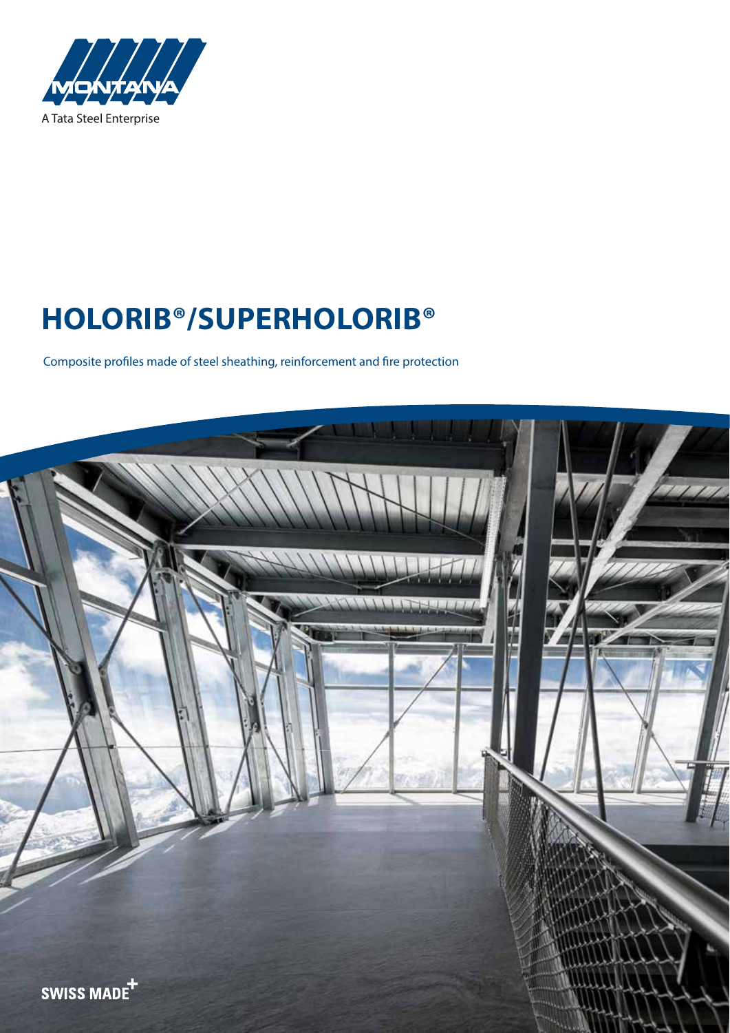MONTANA

A Tata Steel Enterprise

# HOLORIB®/SUPERHOLORIB®

Composite profiles made of steel sheathing, reinforcement and fire protection

SWISS MADE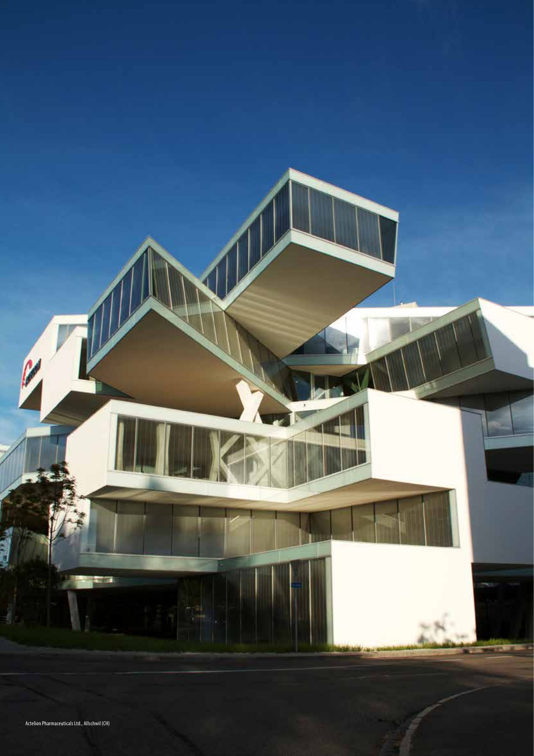Actelion Pharmaceuticals Ltd., Allschwil (CH)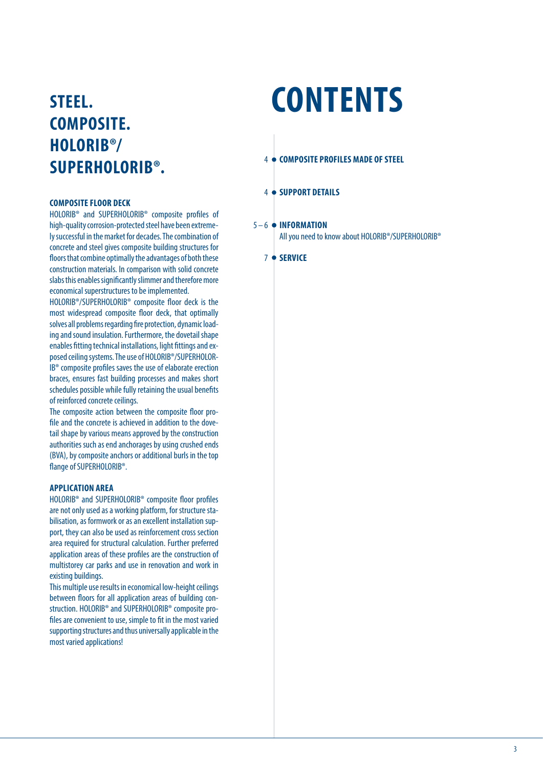# STEEL. COMPOSITE. HOLORIB®/ SUPERHOLORIB®.

### COMPOSITE FLOOR DECK

HOLORIB® and SUPERHOLORIB® composite profiles of high-quality corrosion-protected steel have been extremely successful in the market for decades. The combination of concrete and steel gives composite building structures for floors that combine optimally the advantages of both these construction materials. In comparison with solid concrete slabs this enables significantly slimmer and therefore more economical superstructures to be implemented.

HOLORIB®/SUPERHOLORIB® composite floor deck is the most widespread composite floor deck, that optimally solves all problems regarding fire protection, dynamic loading and sound insulation. Furthermore, the dovetail shape enables fitting technical installations, light fittings and exposed ceiling systems. The use of HOLORIB®/SUPERHOLORIB® composite profiles saves the use of elaborate erection braces, ensures fast building processes and makes short schedules possible while fully retaining the usual benefits of reinforced concrete ceilings.

The composite action between the composite floor profile and the concrete is achieved in addition to the dovetail shape by various means approved by the construction authorities such as end anchorages by using crushed ends (BVA), by composite anchors or additional burls in the top flange of SUPERHOLORIB®.

### APPLICATION AREA

HOLORIB® and SUPERHOLORIB® composite floor profiles are not only used as a working platform, for structure stabilisation, as formwork or as an excellent installation support, they can also be used as reinforcement cross section area required for structural calculation. Further preferred application areas of these profiles are the construction of multistorey car parks and use in renovation and work in existing buildings.

This multiple use results in economical low-height ceilings between floors for all application areas of building construction. HOLORIB® and SUPERHOLORIB® composite profiles are convenient to use, simple to fit in the most varied supporting structures and thus universally applicable in the most varied applications!

# CONTENTS

- 4 **COMPOSITE PROFILES MADE OF STEEL**
- 4 **SUPPORT DETAILS**
- 5 – 6 **INFORMATION**
  All you need to know about HOLORIB®/SUPERHOLORIB®
- 7 **SERVICE**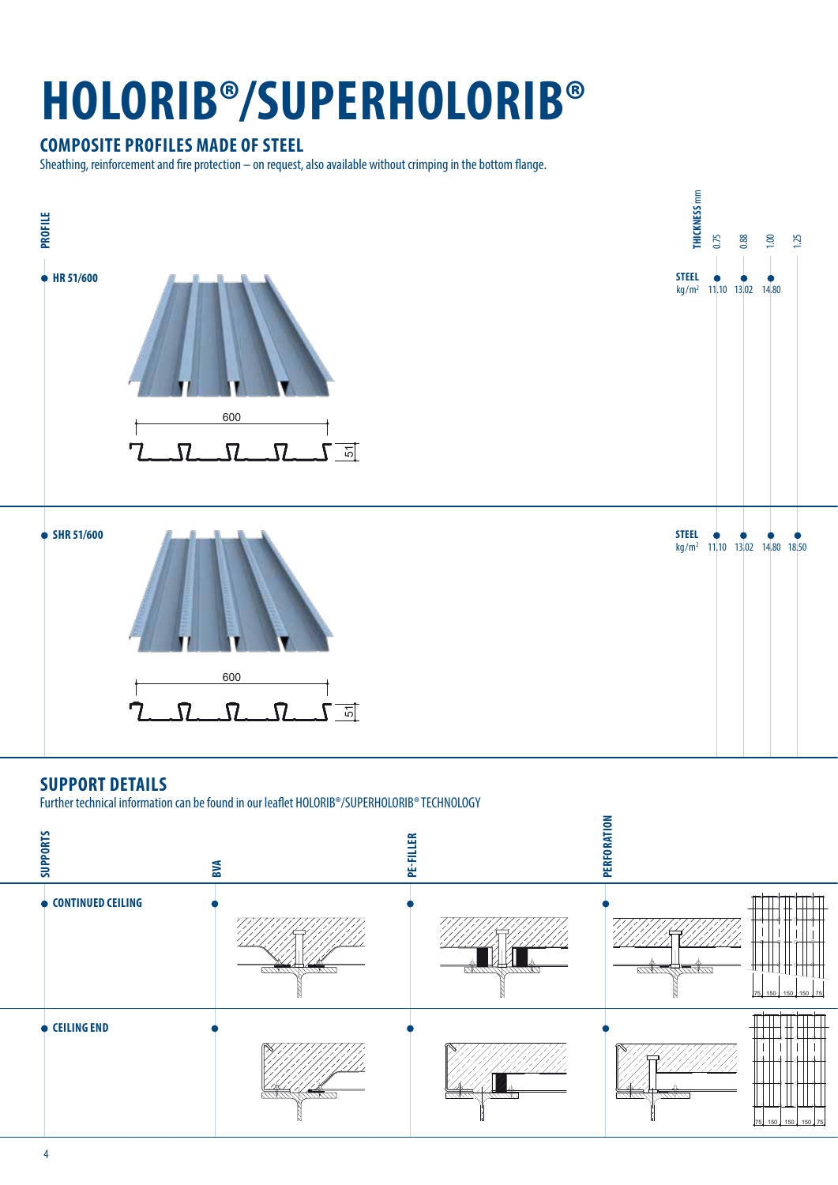# HOLORIB®/SUPERHOLORIB®

## COMPOSITE PROFILES MADE OF STEEL

Sheathing, reinforcement and fire protection – on request, also available without crimping in the bottom flange.

| PROFILE | | THICKNESS mm 0.75 | 0.88 | 1.00 | 1.25 |
|---|---|---|---|---|---|
| HR 51/600 | STEEL kg/m² | 11.10 | 13.02 | 14.80 | |
| SHR 51/600 | STEEL kg/m² | 11.10 | 13.02 | 14.80 | 18.50 |

600

51

600

51

## SUPPORT DETAILS

Further technical information can be found in our leaflet HOLORIB®/SUPERHOLORIB® TECHNOLOGY

| SUPPORTS | BVA | PE-FILLER | PERFORATION |
|---|---|---|---|
| CONTINUED CEILING | ● | ● | ● |
| CEILING END | ● | ● | ● |

75 150 150 150 75

75 150 150 150 75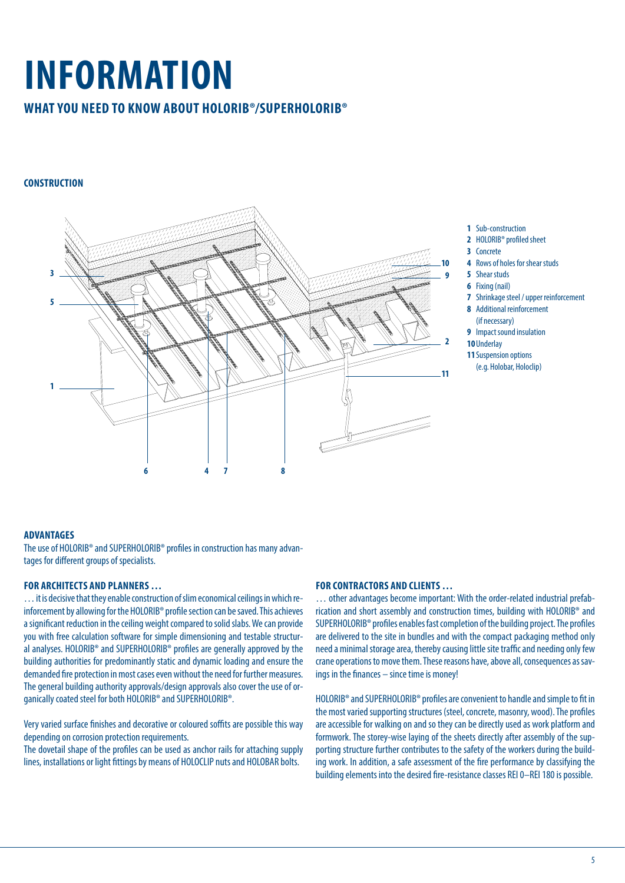# INFORMATION

## WHAT YOU NEED TO KNOW ABOUT HOLORIB®/SUPERHOLORIB®

### CONSTRUCTION

1 Sub-construction
2 HOLORIB® profiled sheet
3 Concrete
4 Rows of holes for shear studs
5 Shear studs
6 Fixing (nail)
7 Shrinkage steel / upper reinforcement
8 Additional reinforcement (if necessary)
9 Impact sound insulation
10 Underlay
11 Suspension options (e.g. Holobar, Holoclip)

### ADVANTAGES

The use of HOLORIB® and SUPERHOLORIB® profiles in construction has many advantages for different groups of specialists.

#### FOR ARCHITECTS AND PLANNERS …

… it is decisive that they enable construction of slim economical ceilings in which reinforcement by allowing for the HOLORIB® profile section can be saved. This achieves a significant reduction in the ceiling weight compared to solid slabs. We can provide you with free calculation software for simple dimensioning and testable structural analyses. HOLORIB® and SUPERHOLORIB® profiles are generally approved by the building authorities for predominantly static and dynamic loading and ensure the demanded fire protection in most cases even without the need for further measures. The general building authority approvals/design approvals also cover the use of organically coated steel for both HOLORIB® and SUPERHOLORIB®.

Very varied surface finishes and decorative or coloured soffits are possible this way depending on corrosion protection requirements.
The dovetail shape of the profiles can be used as anchor rails for attaching supply lines, installations or light fittings by means of HOLOCLIP nuts and HOLOBAR bolts.

#### FOR CONTRACTORS AND CLIENTS …

… other advantages become important: With the order-related industrial prefabrication and short assembly and construction times, building with HOLORIB® and SUPERHOLORIB® profiles enables fast completion of the building project. The profiles are delivered to the site in bundles and with the compact packaging method only need a minimal storage area, thereby causing little site traffic and needing only few crane operations to move them. These reasons have, above all, consequences as savings in the finances – since time is money!

HOLORIB® and SUPERHOLORIB® profiles are convenient to handle and simple to fit in the most varied supporting structures (steel, concrete, masonry, wood). The profiles are accessible for walking on and so they can be directly used as work platform and formwork. The storey-wise laying of the sheets directly after assembly of the supporting structure further contributes to the safety of the workers during the building work. In addition, a safe assessment of the fire performance by classifying the building elements into the desired fire-resistance classes REI 0–REI 180 is possible.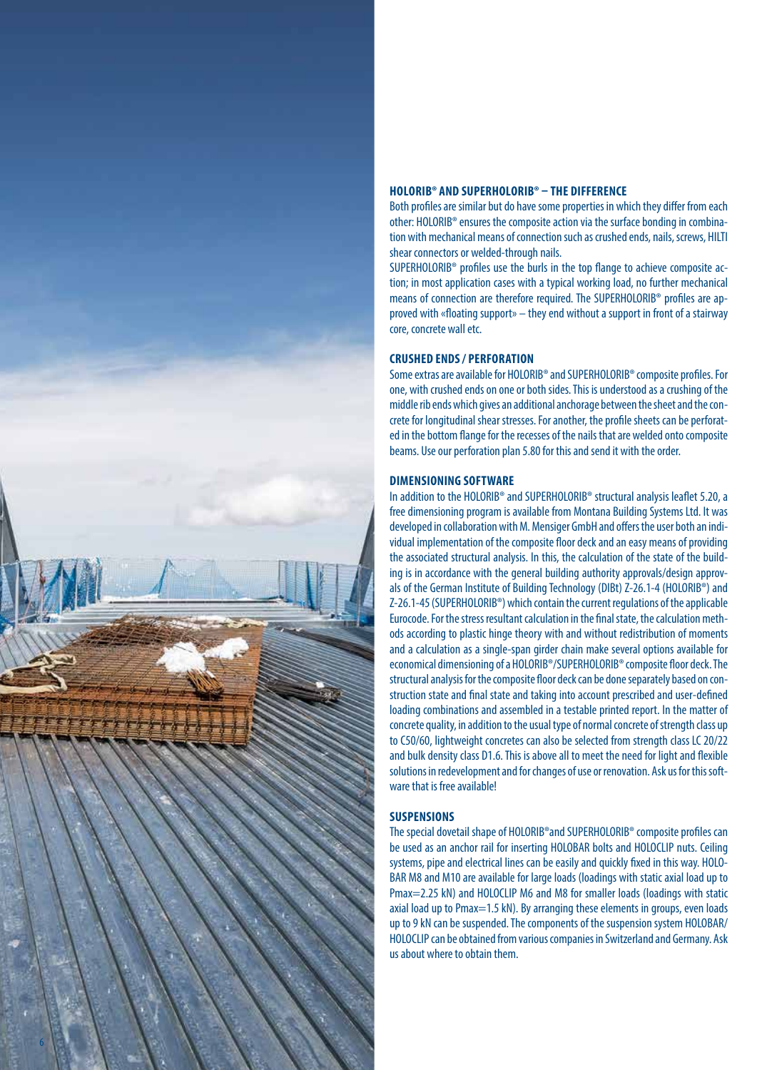## HOLORIB® AND SUPERHOLORIB® – THE DIFFERENCE

Both profiles are similar but do have some properties in which they differ from each other: HOLORIB® ensures the composite action via the surface bonding in combination with mechanical means of connection such as crushed ends, nails, screws, HILTI shear connectors or welded-through nails.

SUPERHOLORIB® profiles use the burls in the top flange to achieve composite action; in most application cases with a typical working load, no further mechanical means of connection are therefore required. The SUPERHOLORIB® profiles are approved with «floating support» – they end without a support in front of a stairway core, concrete wall etc.

## CRUSHED ENDS / PERFORATION

Some extras are available for HOLORIB® and SUPERHOLORIB® composite profiles. For one, with crushed ends on one or both sides. This is understood as a crushing of the middle rib ends which gives an additional anchorage between the sheet and the concrete for longitudinal shear stresses. For another, the profile sheets can be perforated in the bottom flange for the recesses of the nails that are welded onto composite beams. Use our perforation plan 5.80 for this and send it with the order.

## DIMENSIONING SOFTWARE

In addition to the HOLORIB® and SUPERHOLORIB® structural analysis leaflet 5.20, a free dimensioning program is available from Montana Building Systems Ltd. It was developed in collaboration with M. Mensiger GmbH and offers the user both an individual implementation of the composite floor deck and an easy means of providing the associated structural analysis. In this, the calculation of the state of the building is in accordance with the general building authority approvals/design approvals of the German Institute of Building Technology (DIBt) Z-26.1-4 (HOLORIB®) and Z-26.1-45 (SUPERHOLORIB®) which contain the current regulations of the applicable Eurocode. For the stress resultant calculation in the final state, the calculation methods according to plastic hinge theory with and without redistribution of moments and a calculation as a single-span girder chain make several options available for economical dimensioning of a HOLORIB®/SUPERHOLORIB® composite floor deck. The structural analysis for the composite floor deck can be done separately based on construction state and final state and taking into account prescribed and user-defined loading combinations and assembled in a testable printed report. In the matter of concrete quality, in addition to the usual type of normal concrete of strength class up to C50/60, lightweight concretes can also be selected from strength class LC 20/22 and bulk density class D1.6. This is above all to meet the need for light and flexible solutions in redevelopment and for changes of use or renovation. Ask us for this software that is free available!

## SUSPENSIONS

The special dovetail shape of HOLORIB®and SUPERHOLORIB® composite profiles can be used as an anchor rail for inserting HOLOBAR bolts and HOLOCLIP nuts. Ceiling systems, pipe and electrical lines can be easily and quickly fixed in this way. HOLOBAR M8 and M10 are available for large loads (loadings with static axial load up to Pmax=2.25 kN) and HOLOCLIP M6 and M8 for smaller loads (loadings with static axial load up to Pmax=1.5 kN). By arranging these elements in groups, even loads up to 9 kN can be suspended. The components of the suspension system HOLOBAR/HOLOCLIP can be obtained from various companies in Switzerland and Germany. Ask us about where to obtain them.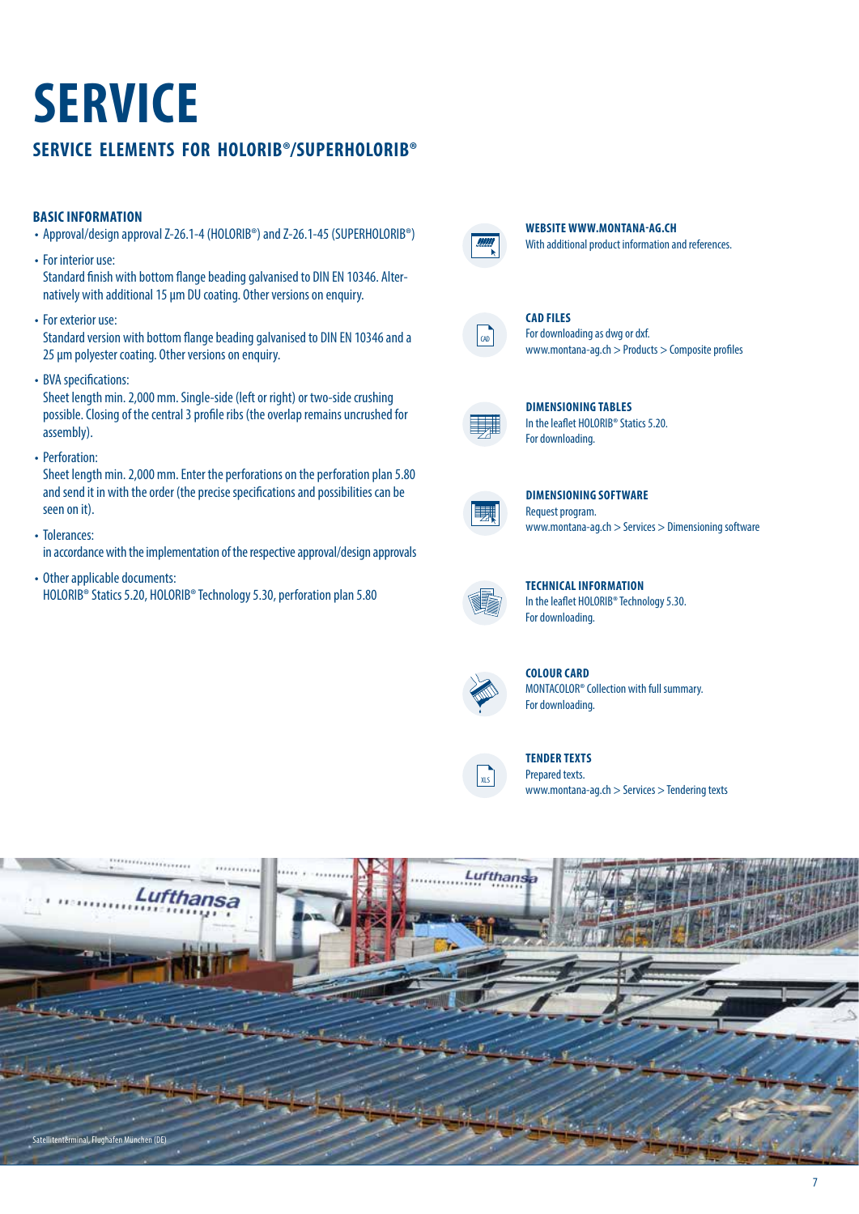# SERVICE

## SERVICE ELEMENTS FOR HOLORIB®/SUPERHOLORIB®

### BASIC INFORMATION

- Approval/design approval Z-26.1-4 (HOLORIB®) and Z-26.1-45 (SUPERHOLORIB®)
- For interior use:
  Standard finish with bottom flange beading galvanised to DIN EN 10346. Alternatively with additional 15 µm DU coating. Other versions on enquiry.
- For exterior use:
  Standard version with bottom flange beading galvanised to DIN EN 10346 and a 25 µm polyester coating. Other versions on enquiry.
- BVA specifications:
  Sheet length min. 2,000 mm. Single-side (left or right) or two-side crushing possible. Closing of the central 3 profile ribs (the overlap remains uncrushed for assembly).
- Perforation:
  Sheet length min. 2,000 mm. Enter the perforations on the perforation plan 5.80 and send it in with the order (the precise specifications and possibilities can be seen on it).
- Tolerances:
  in accordance with the implementation of the respective approval/design approvals
- Other applicable documents:
  HOLORIB® Statics 5.20, HOLORIB® Technology 5.30, perforation plan 5.80

**WEBSITE WWW.MONTANA-AG.CH**
With additional product information and references.

**CAD FILES**
For downloading as dwg or dxf.
www.montana-ag.ch > Products > Composite profiles

**DIMENSIONING TABLES**
In the leaflet HOLORIB® Statics 5.20.
For downloading.

**DIMENSIONING SOFTWARE**
Request program.
www.montana-ag.ch > Services > Dimensioning software

**TECHNICAL INFORMATION**
In the leaflet HOLORIB® Technology 5.30.
For downloading.

**COLOUR CARD**
MONTACOLOR® Collection with full summary.
For downloading.

**TENDER TEXTS**
Prepared texts.
www.montana-ag.ch > Services > Tendering texts

Satellitenterminal, Flughafen München (DE)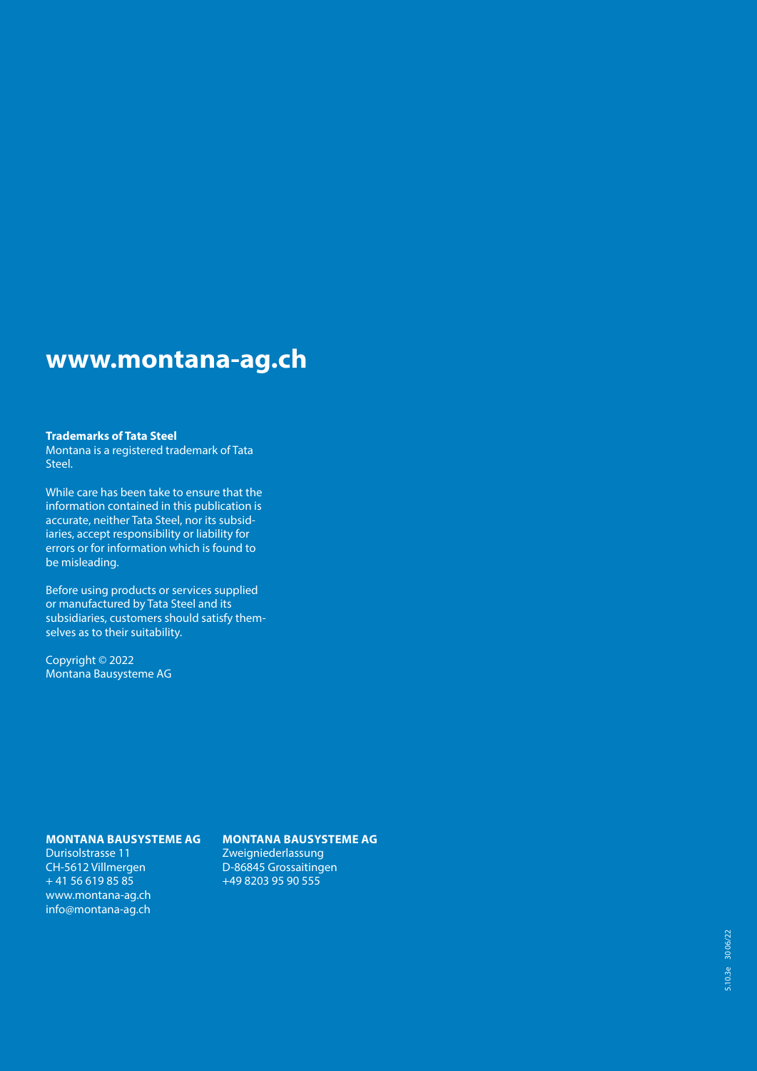# www.montana-ag.ch

**Trademarks of Tata Steel**
Montana is a registered trademark of Tata Steel.

While care has been take to ensure that the information contained in this publication is accurate, neither Tata Steel, nor its subsidiaries, accept responsibility or liability for errors or for information which is found to be misleading.

Before using products or services supplied or manufactured by Tata Steel and its subsidiaries, customers should satisfy themselves as to their suitability.

Copyright © 2022
Montana Bausysteme AG

**MONTANA BAUSYSTEME AG**
Durisolstrasse 11
CH-5612 Villmergen
+ 41 56 619 85 85
www.montana-ag.ch
info@montana-ag.ch

**MONTANA BAUSYSTEME AG**
Zweigniederlassung
D-86845 Grossaitingen
+49 8203 95 90 555

5.10.3e 30 06/22